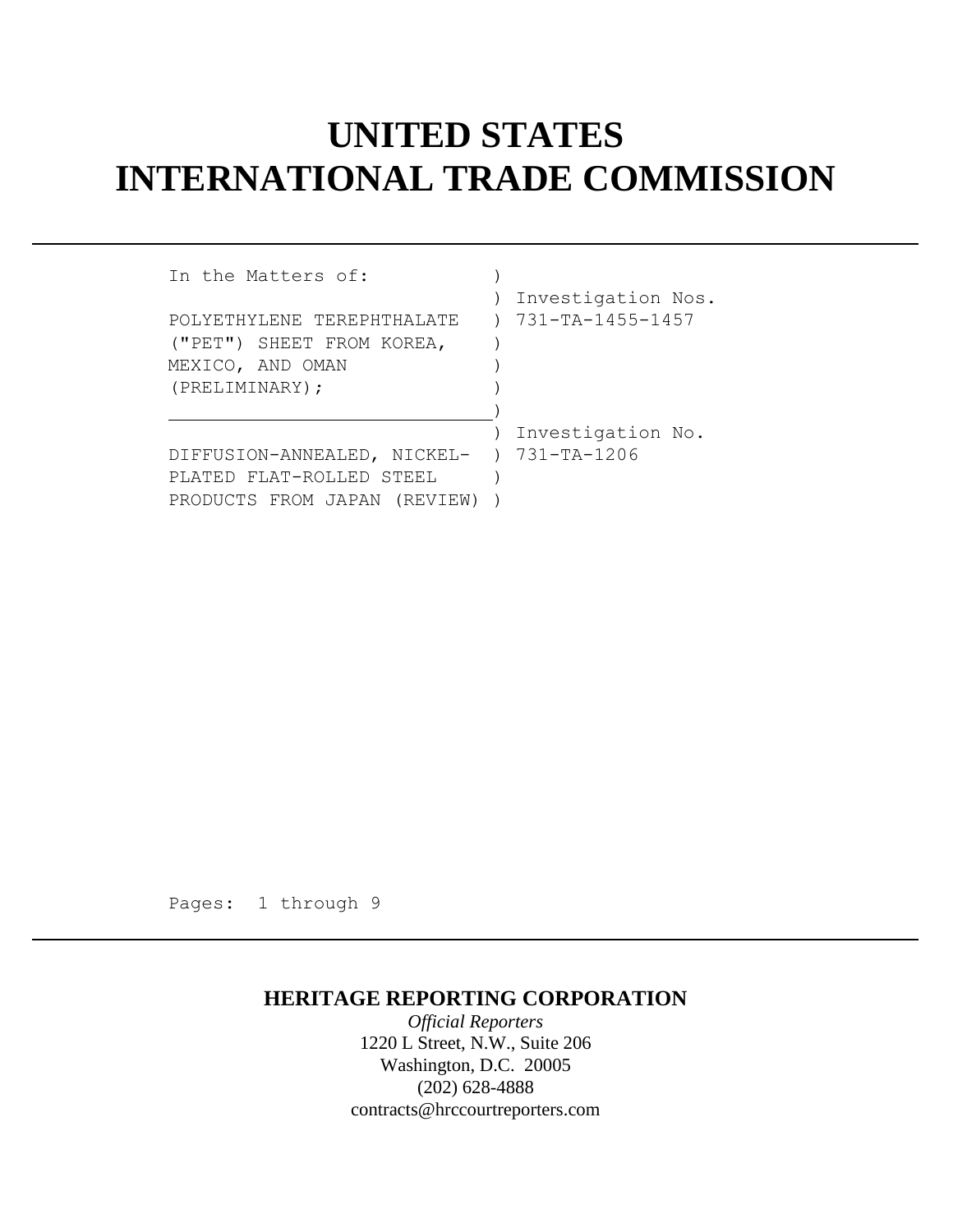# UNITED STATES
# INTERNATIONAL TRADE COMMISSION

---

```
In the Matters of:            )
                              ) Investigation Nos.
POLYETHYLENE TEREPHTHALATE    ) 731-TA-1455-1457
("PET") SHEET FROM KOREA,     )
MEXICO, AND OMAN              )
(PRELIMINARY);                )
______________________________)
                              ) Investigation No.
DIFFUSION-ANNEALED, NICKEL-   ) 731-TA-1206
PLATED FLAT-ROLLED STEEL      )
PRODUCTS FROM JAPAN (REVIEW)  )
```

Pages: 1 through 9

---

**HERITAGE REPORTING CORPORATION**

*Official Reporters*

1220 L Street, N.W., Suite 206

Washington, D.C. 20005

(202) 628-4888

contracts@hrccourtreporters.com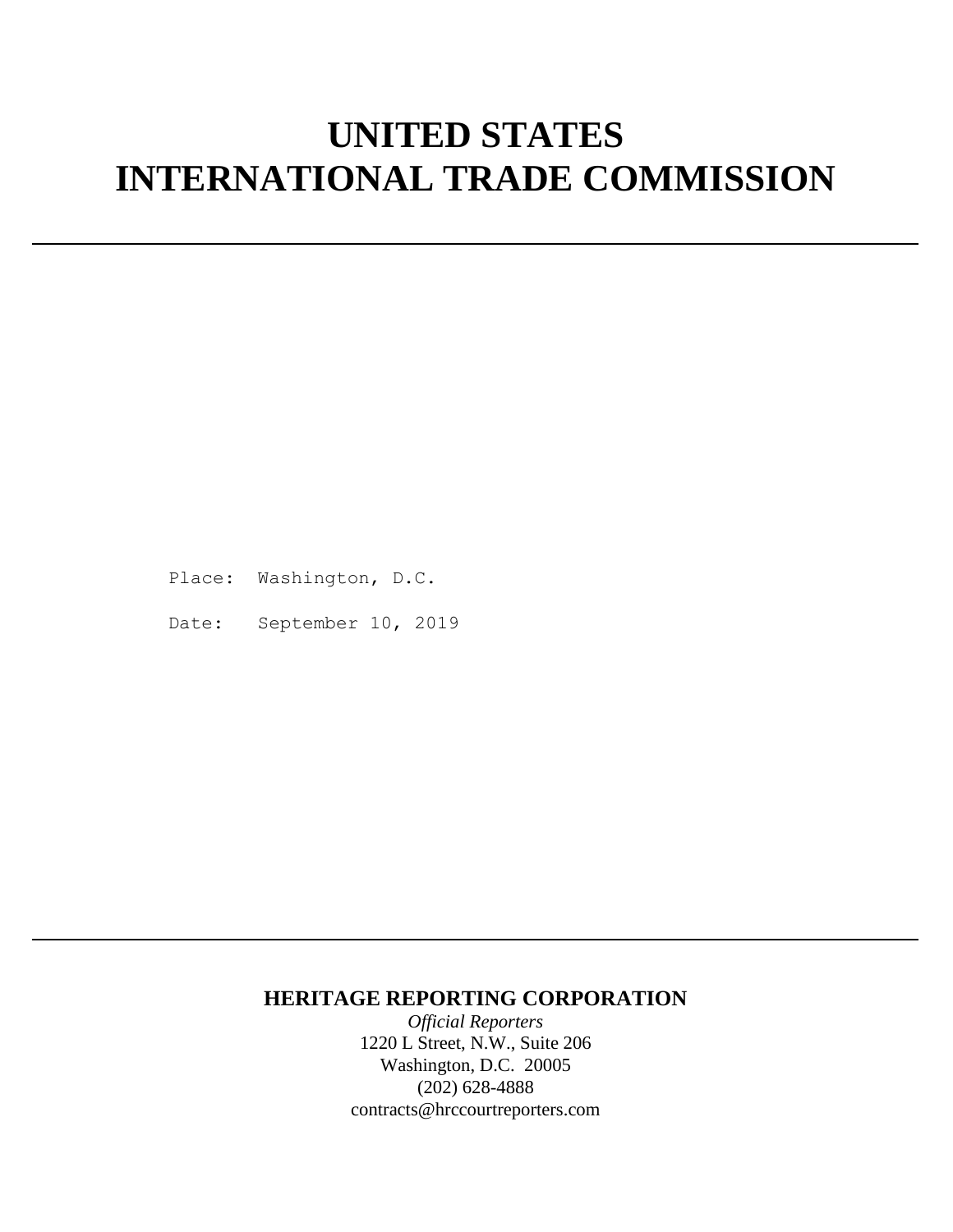# UNITED STATES
# INTERNATIONAL TRADE COMMISSION

Place: Washington, D.C.

Date: September 10, 2019

**HERITAGE REPORTING CORPORATION**

*Official Reporters*

1220 L Street, N.W., Suite 206

Washington, D.C. 20005

(202) 628-4888

contracts@hrccourtreporters.com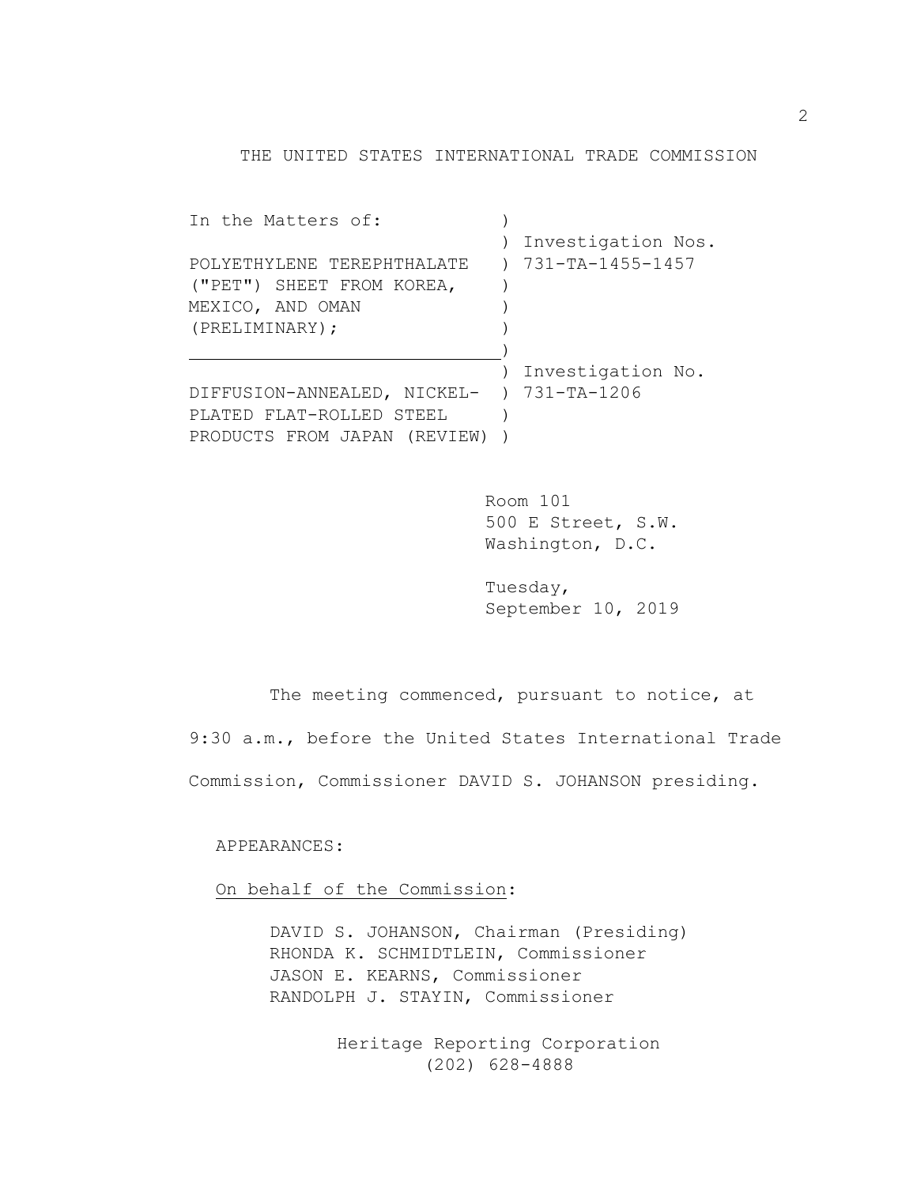THE UNITED STATES INTERNATIONAL TRADE COMMISSION

| In the Matters of: | |
| --- | --- |
| | Investigation Nos. |
| POLYETHYLENE TEREPHTHALATE ("PET") SHEET FROM KOREA, MEXICO, AND OMAN (PRELIMINARY); | 731-TA-1455-1457 |
| | Investigation No. |
| DIFFUSION-ANNEALED, NICKEL-PLATED FLAT-ROLLED STEEL PRODUCTS FROM JAPAN (REVIEW) | 731-TA-1206 |

Room 101
500 E Street, S.W.
Washington, D.C.

Tuesday,
September 10, 2019

The meeting commenced, pursuant to notice, at 9:30 a.m., before the United States International Trade Commission, Commissioner DAVID S. JOHANSON presiding.

APPEARANCES:

<u>On behalf of the Commission</u>:

DAVID S. JOHANSON, Chairman (Presiding)
RHONDA K. SCHMIDTLEIN, Commissioner
JASON E. KEARNS, Commissioner
RANDOLPH J. STAYIN, Commissioner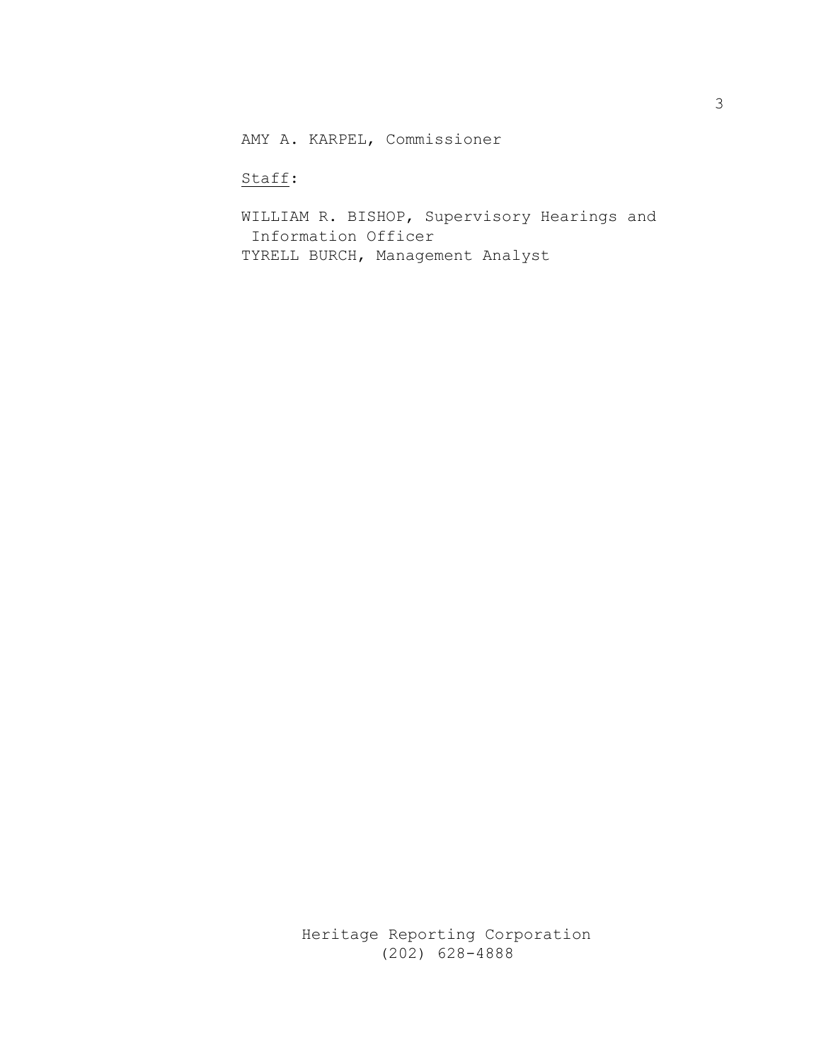AMY A. KARPEL, Commissioner

Staff:

WILLIAM R. BISHOP, Supervisory Hearings and Information Officer
TYRELL BURCH, Management Analyst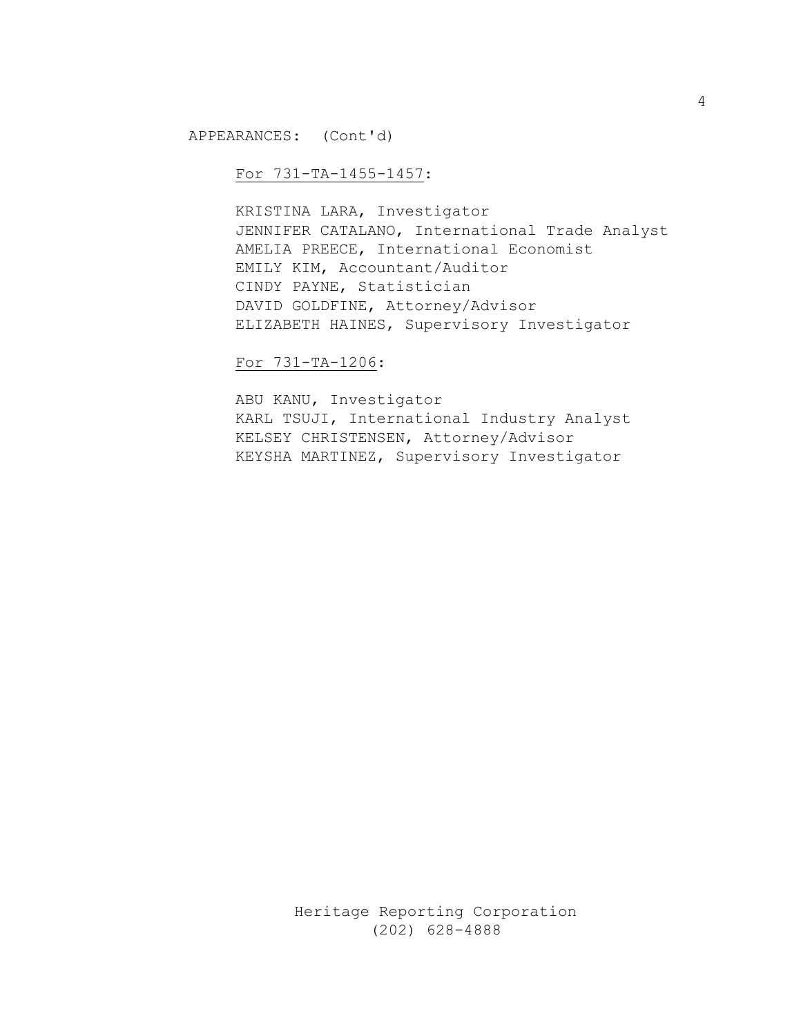APPEARANCES: (Cont'd)

For 731-TA-1455-1457:

KRISTINA LARA, Investigator
JENNIFER CATALANO, International Trade Analyst
AMELIA PREECE, International Economist
EMILY KIM, Accountant/Auditor
CINDY PAYNE, Statistician
DAVID GOLDFINE, Attorney/Advisor
ELIZABETH HAINES, Supervisory Investigator

For 731-TA-1206:

ABU KANU, Investigator
KARL TSUJI, International Industry Analyst
KELSEY CHRISTENSEN, Attorney/Advisor
KEYSHA MARTINEZ, Supervisory Investigator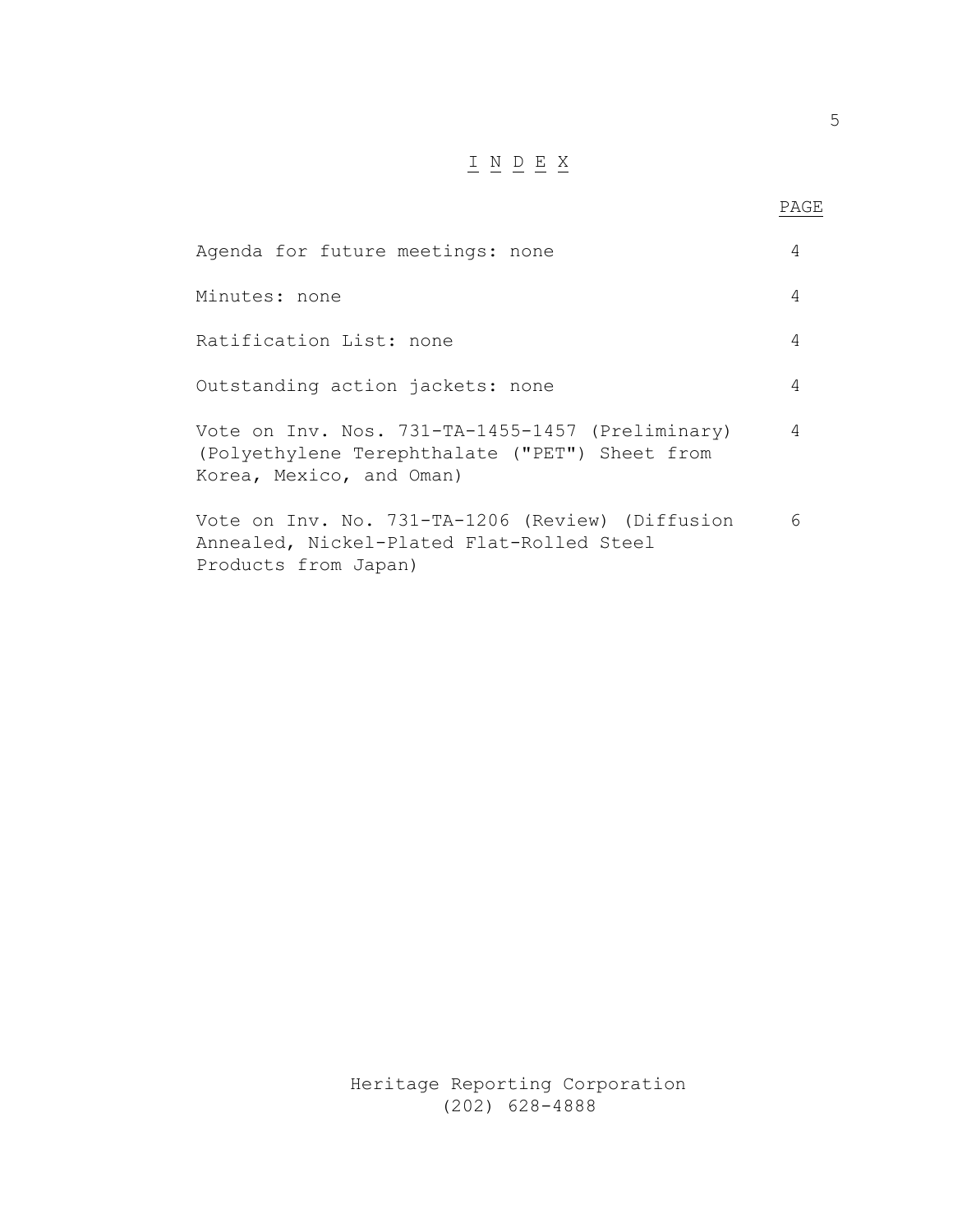# I N D E X

| | PAGE |
|---|---|
| Agenda for future meetings: none | 4 |
| Minutes: none | 4 |
| Ratification List: none | 4 |
| Outstanding action jackets: none | 4 |
| Vote on Inv. Nos. 731-TA-1455-1457 (Preliminary) (Polyethylene Terephthalate ("PET") Sheet from Korea, Mexico, and Oman) | 4 |
| Vote on Inv. No. 731-TA-1206 (Review) (Diffusion Annealed, Nickel-Plated Flat-Rolled Steel Products from Japan) | 6 |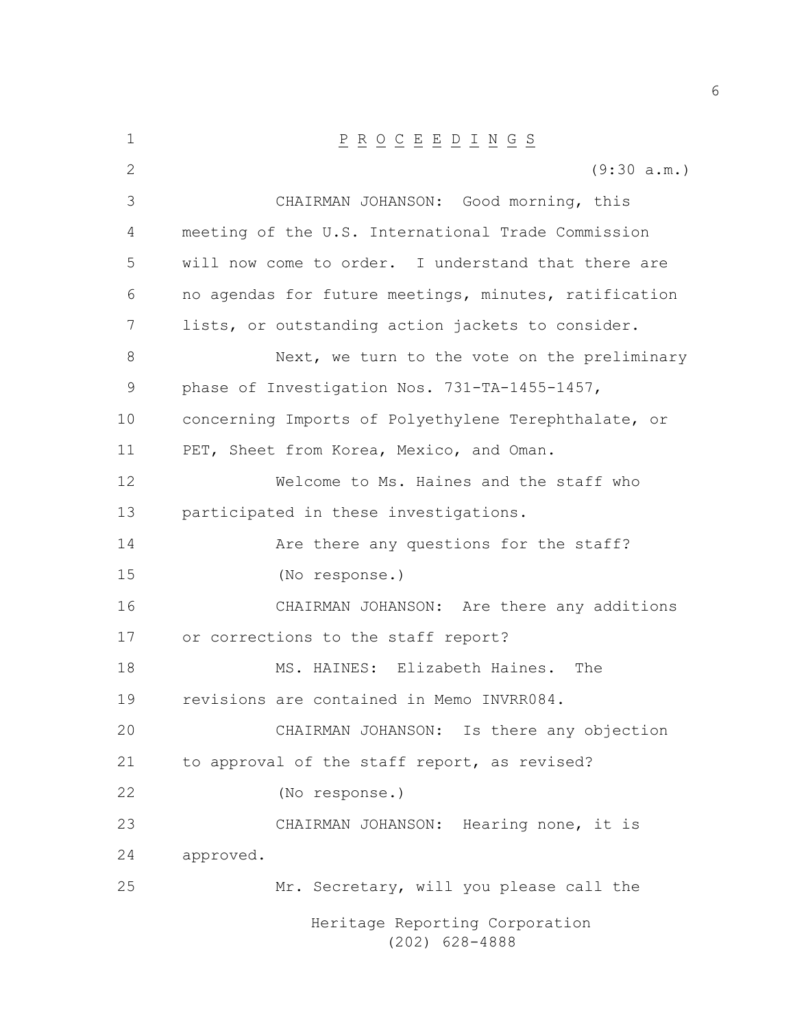P R O C E E D I N G S

(9:30 a.m.)

CHAIRMAN JOHANSON: Good morning, this meeting of the U.S. International Trade Commission will now come to order. I understand that there are no agendas for future meetings, minutes, ratification lists, or outstanding action jackets to consider.

Next, we turn to the vote on the preliminary phase of Investigation Nos. 731-TA-1455-1457, concerning Imports of Polyethylene Terephthalate, or PET, Sheet from Korea, Mexico, and Oman.

Welcome to Ms. Haines and the staff who participated in these investigations.

Are there any questions for the staff?

(No response.)

CHAIRMAN JOHANSON: Are there any additions or corrections to the staff report?

MS. HAINES: Elizabeth Haines. The revisions are contained in Memo INVRR084.

CHAIRMAN JOHANSON: Is there any objection to approval of the staff report, as revised?

(No response.)

CHAIRMAN JOHANSON: Hearing none, it is approved.

Mr. Secretary, will you please call the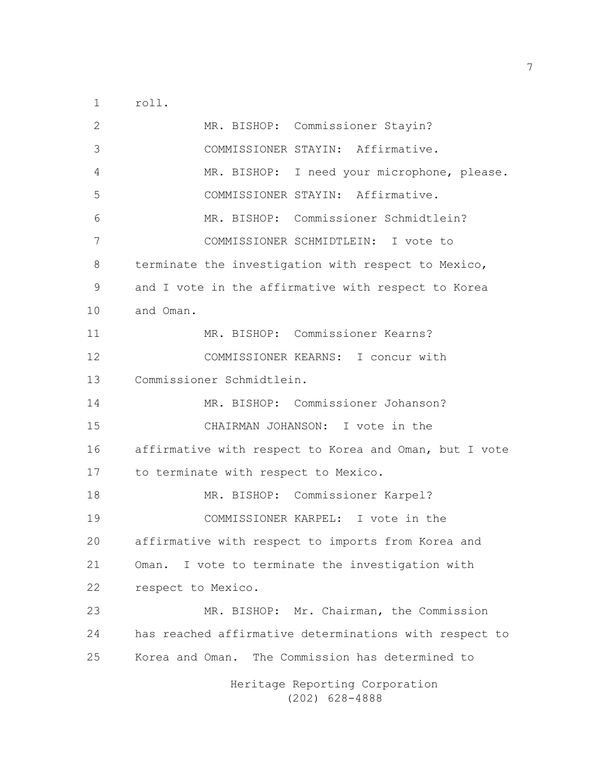roll.

MR. BISHOP: Commissioner Stayin?

COMMISSIONER STAYIN: Affirmative.

MR. BISHOP: I need your microphone, please.

COMMISSIONER STAYIN: Affirmative.

MR. BISHOP: Commissioner Schmidtlein?

COMMISSIONER SCHMIDTLEIN: I vote to terminate the investigation with respect to Mexico, and I vote in the affirmative with respect to Korea and Oman.

MR. BISHOP: Commissioner Kearns?

COMMISSIONER KEARNS: I concur with Commissioner Schmidtlein.

MR. BISHOP: Commissioner Johanson?

CHAIRMAN JOHANSON: I vote in the affirmative with respect to Korea and Oman, but I vote to terminate with respect to Mexico.

MR. BISHOP: Commissioner Karpel?

COMMISSIONER KARPEL: I vote in the affirmative with respect to imports from Korea and Oman. I vote to terminate the investigation with respect to Mexico.

MR. BISHOP: Mr. Chairman, the Commission has reached affirmative determinations with respect to Korea and Oman. The Commission has determined to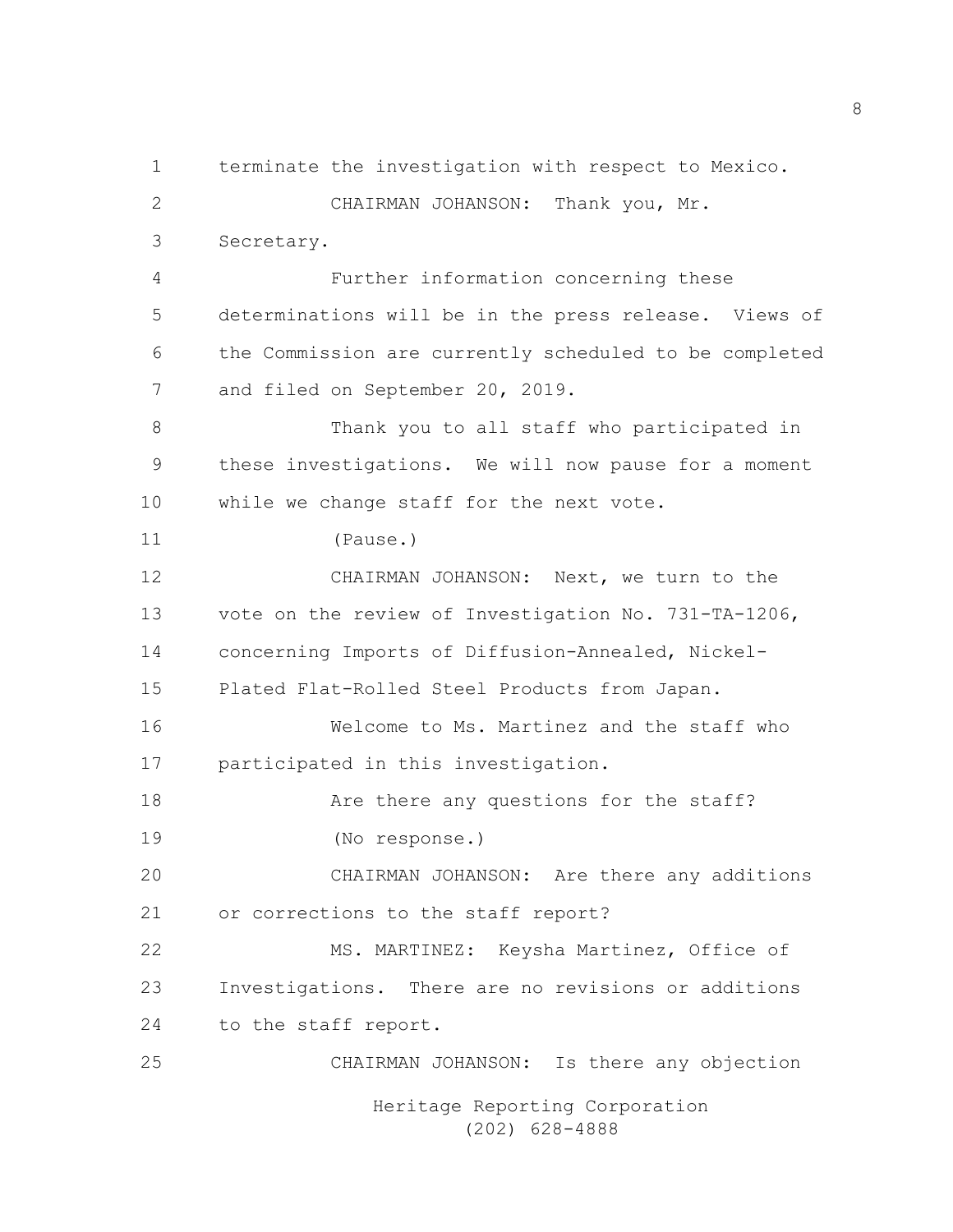terminate the investigation with respect to Mexico.

CHAIRMAN JOHANSON: Thank you, Mr. Secretary.

Further information concerning these determinations will be in the press release. Views of the Commission are currently scheduled to be completed and filed on September 20, 2019.

Thank you to all staff who participated in these investigations. We will now pause for a moment while we change staff for the next vote.

(Pause.)

CHAIRMAN JOHANSON: Next, we turn to the vote on the review of Investigation No. 731-TA-1206, concerning Imports of Diffusion-Annealed, Nickel-Plated Flat-Rolled Steel Products from Japan.

Welcome to Ms. Martinez and the staff who participated in this investigation.

Are there any questions for the staff?

(No response.)

CHAIRMAN JOHANSON: Are there any additions or corrections to the staff report?

MS. MARTINEZ: Keysha Martinez, Office of Investigations. There are no revisions or additions to the staff report.

CHAIRMAN JOHANSON: Is there any objection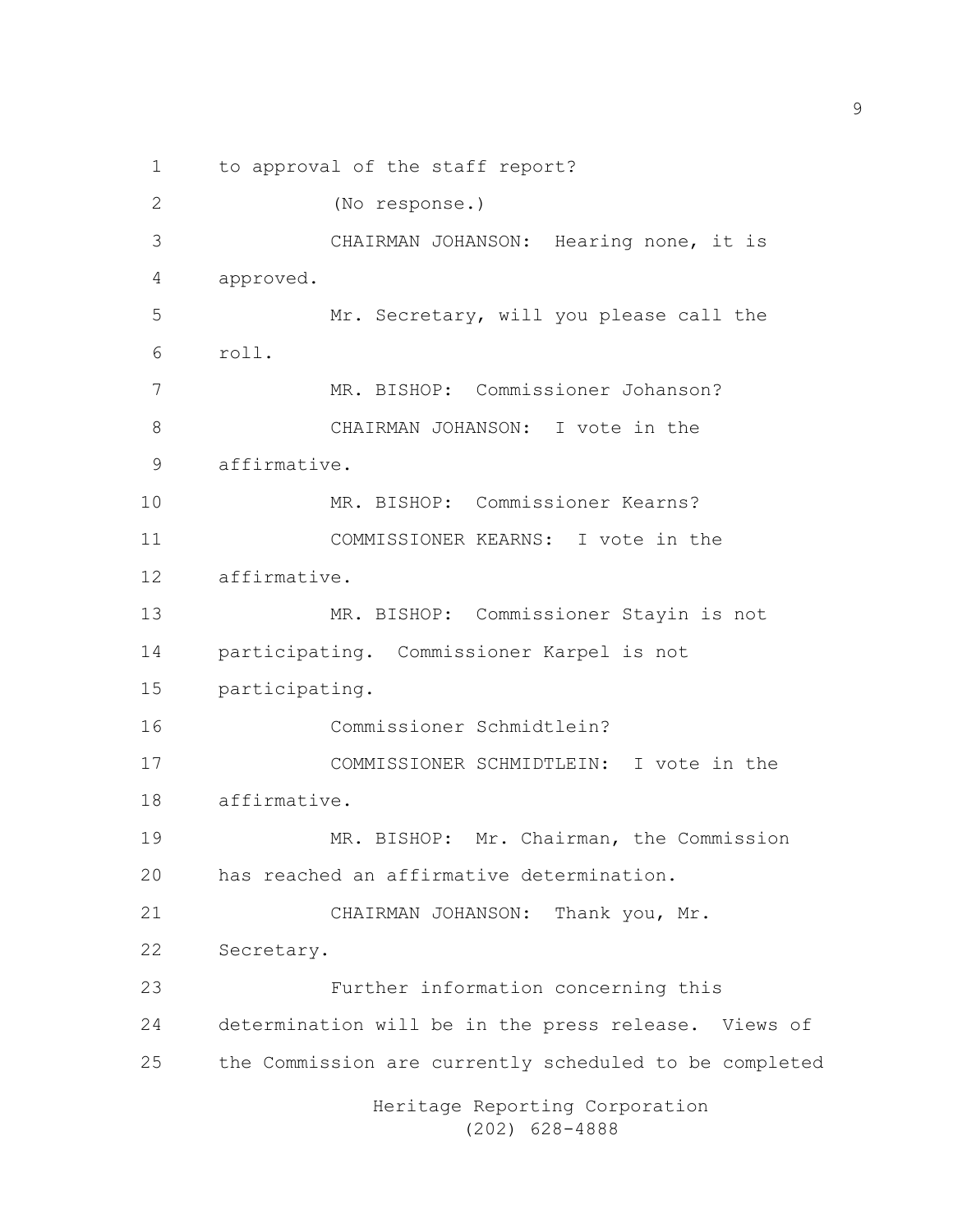to approval of the staff report?

(No response.)

CHAIRMAN JOHANSON: Hearing none, it is approved.

Mr. Secretary, will you please call the roll.

MR. BISHOP: Commissioner Johanson?

CHAIRMAN JOHANSON: I vote in the affirmative.

MR. BISHOP: Commissioner Kearns?

COMMISSIONER KEARNS: I vote in the affirmative.

MR. BISHOP: Commissioner Stayin is not participating. Commissioner Karpel is not participating.

Commissioner Schmidtlein?

COMMISSIONER SCHMIDTLEIN: I vote in the affirmative.

MR. BISHOP: Mr. Chairman, the Commission has reached an affirmative determination.

CHAIRMAN JOHANSON: Thank you, Mr. Secretary.

Further information concerning this determination will be in the press release. Views of the Commission are currently scheduled to be completed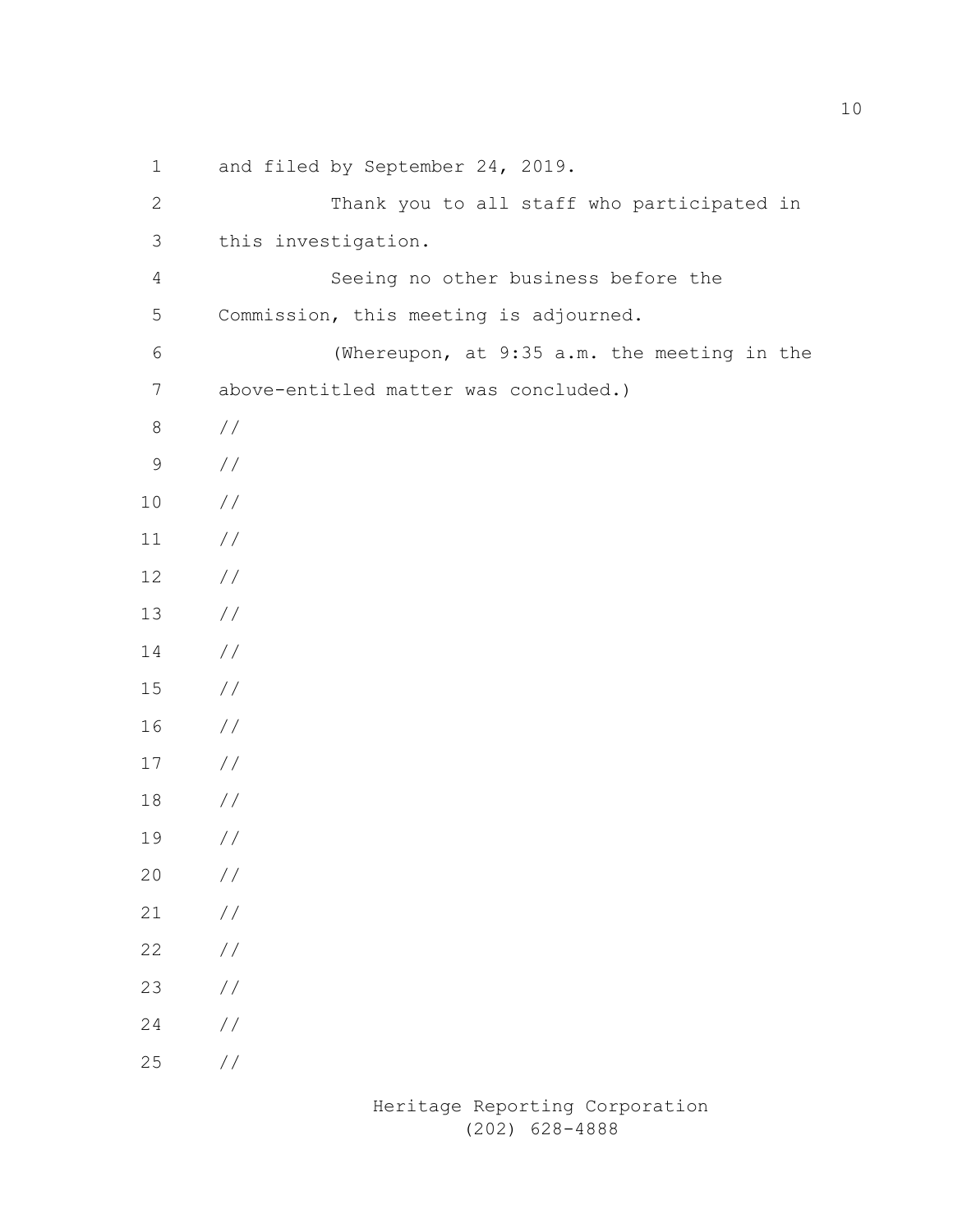and filed by September 24, 2019.

Thank you to all staff who participated in this investigation.

Seeing no other business before the Commission, this meeting is adjourned.

(Whereupon, at 9:35 a.m. the meeting in the above-entitled matter was concluded.)

//
//
//
//
//
//
//
//
//
//
//
//
//
//
//
//
//
//

Heritage Reporting Corporation
(202) 628-4888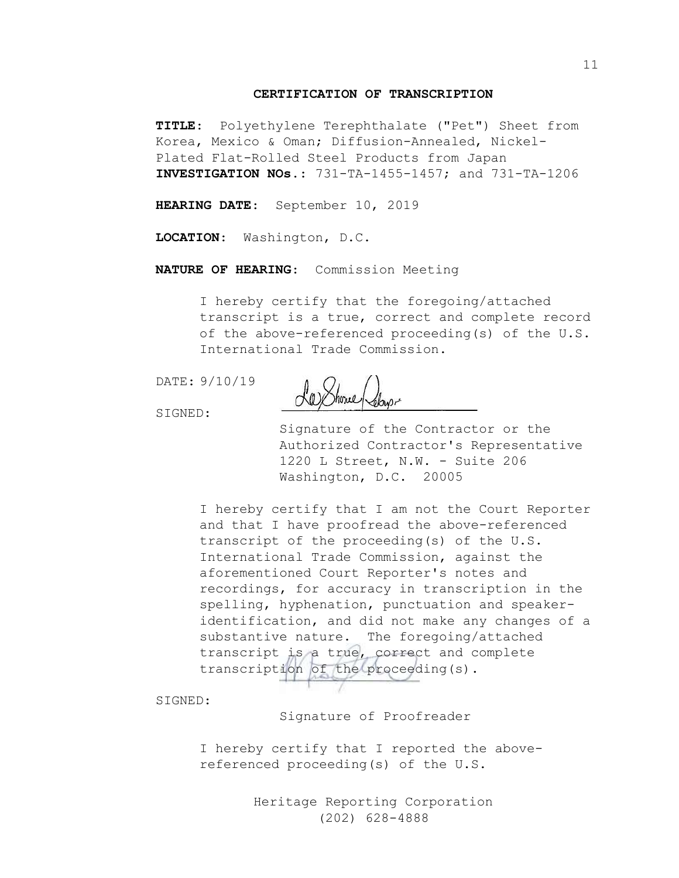## CERTIFICATION OF TRANSCRIPTION

**TITLE**: Polyethylene Terephthalate ("Pet") Sheet from Korea, Mexico & Oman; Diffusion-Annealed, Nickel-Plated Flat-Rolled Steel Products from Japan
**INVESTIGATION NOs.**: 731-TA-1455-1457; and 731-TA-1206

**HEARING DATE**: September 10, 2019

**LOCATION**: Washington, D.C.

**NATURE OF HEARING**: Commission Meeting

I hereby certify that the foregoing/attached transcript is a true, correct and complete record of the above-referenced proceeding(s) of the U.S. International Trade Commission.

DATE: 9/10/19

SIGNED:

Signature of the Contractor or the Authorized Contractor's Representative
1220 L Street, N.W. - Suite 206
Washington, D.C. 20005

I hereby certify that I am not the Court Reporter and that I have proofread the above-referenced transcript of the proceeding(s) of the U.S. International Trade Commission, against the aforementioned Court Reporter's notes and recordings, for accuracy in transcription in the spelling, hyphenation, punctuation and speaker-identification, and did not make any changes of a substantive nature. The foregoing/attached transcript is a true, correct and complete transcription of the proceeding(s).

SIGNED:

Signature of Proofreader

I hereby certify that I reported the above-referenced proceeding(s) of the U.S.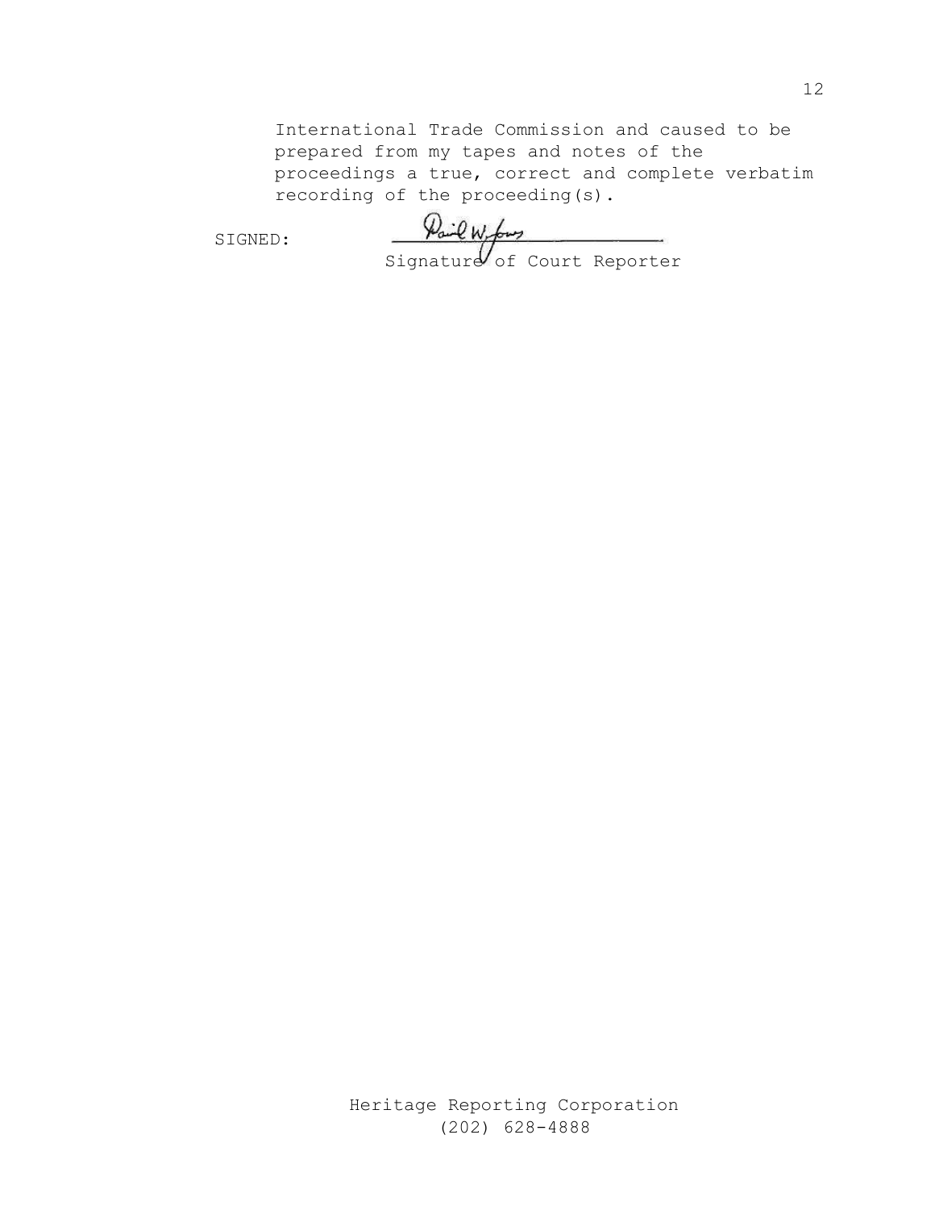International Trade Commission and caused to be prepared from my tapes and notes of the proceedings a true, correct and complete verbatim recording of the proceeding(s).

SIGNED: ______________________________

Signature of Court Reporter